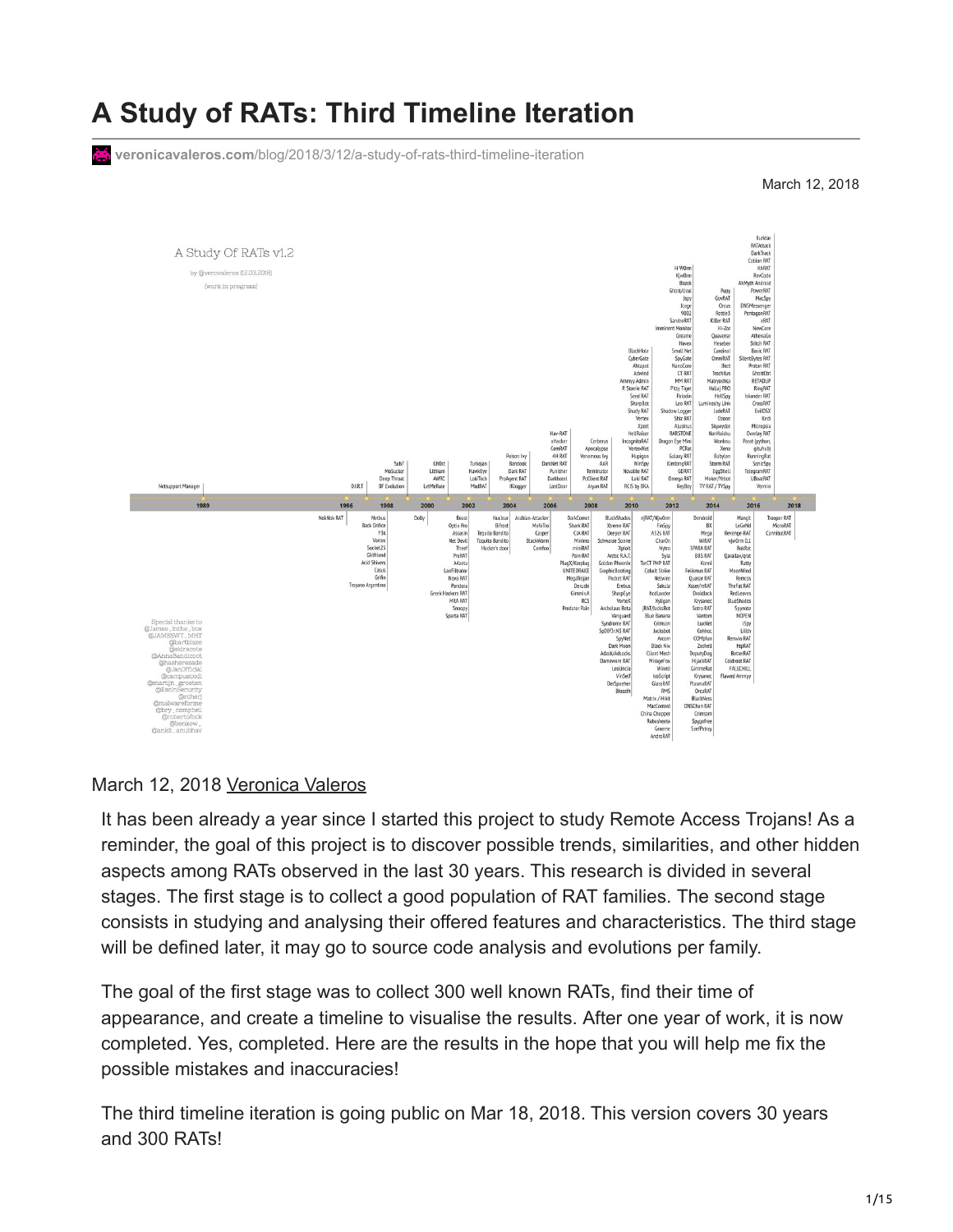# A Study of RATs: Third Timeline Iteration

veronicavaleros.com/blog/2018/3/12/a-study-of-rats-third-timeline-iteration

March 12, 2018

March 12, 2018 Veronica Valeros

It has been already a year since I started this project to study Remote Access Trojans! As a reminder, the goal of this project is to discover possible trends, similarities, and other hidden aspects among RATs observed in the last 30 years. This research is divided in several stages. The first stage is to collect a good population of RAT families. The second stage consists in studying and analysing their offered features and characteristics. The third stage will be defined later, it may go to source code analysis and evolutions per family.

The goal of the first stage was to collect 300 well known RATs, find their time of appearance, and create a timeline to visualise the results. After one year of work, it is now completed. Yes, completed. Here are the results in the hope that you will help me fix the possible mistakes and inaccuracies!

The third timeline iteration is going public on Mar 18, 2018. This version covers 30 years and 300 RATs!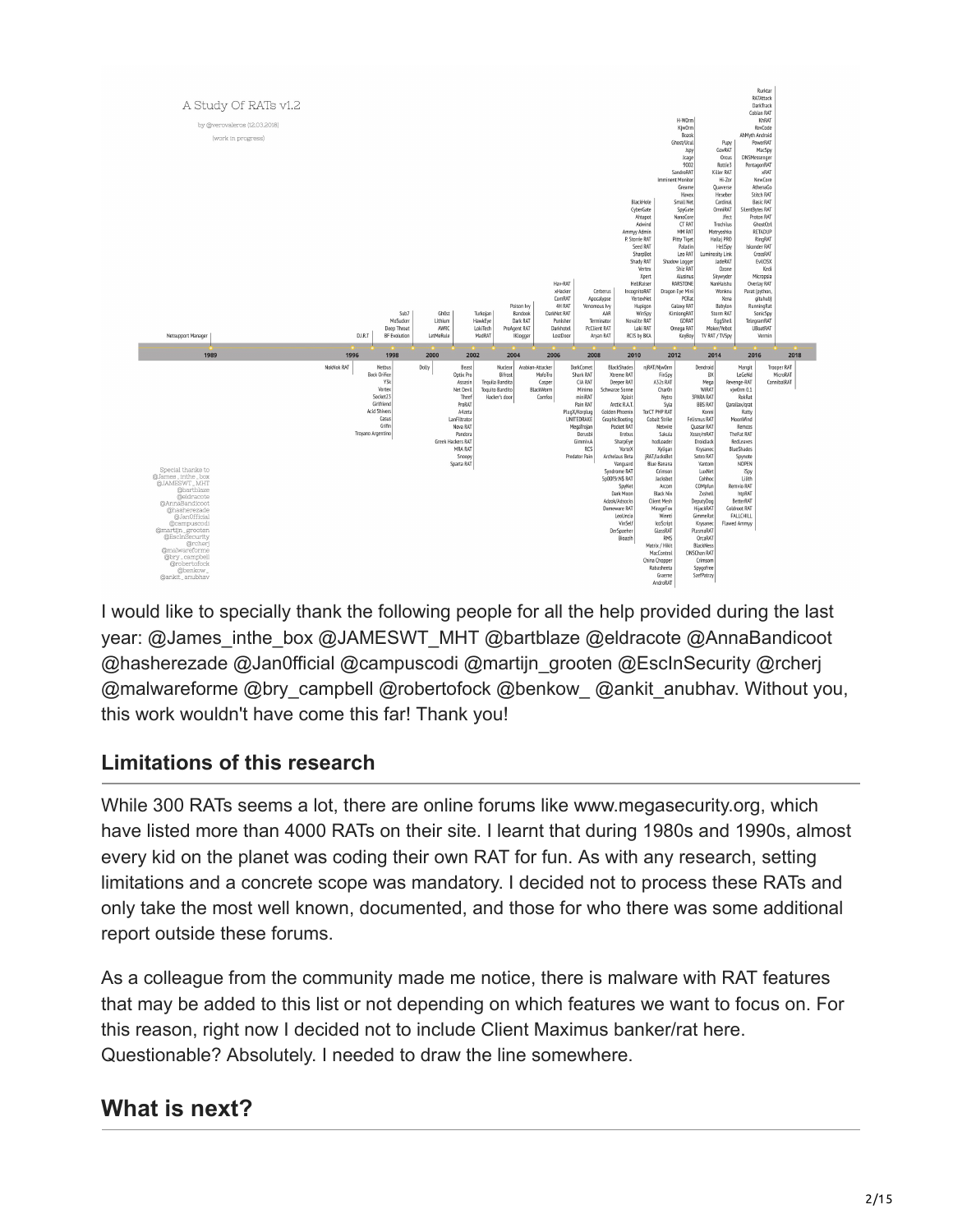I would like to specially thank the following people for all the help provided during the last year: @James_inthe_box @JAMESWT_MHT @bartblaze @eldracote @AnnaBandicoot @hasherezade @Jan0fficial @campuscodi @martijn_grooten @EscInSecurity @rcherj @malwareforme @bry_campbell @robertofock @benkow_ @ankit_anubhav. Without you, this work wouldn't have come this far! Thank you!

## Limitations of this research

While 300 RATs seems a lot, there are online forums like www.megasecurity.org, which have listed more than 4000 RATs on their site. I learnt that during 1980s and 1990s, almost every kid on the planet was coding their own RAT for fun. As with any research, setting limitations and a concrete scope was mandatory. I decided not to process these RATs and only take the most well known, documented, and those for who there was some additional report outside these forums.

As a colleague from the community made me notice, there is malware with RAT features that may be added to this list or not depending on which features we want to focus on. For this reason, right now I decided not to include Client Maximus banker/rat here. Questionable? Absolutely. I needed to draw the line somewhere.

## What is next?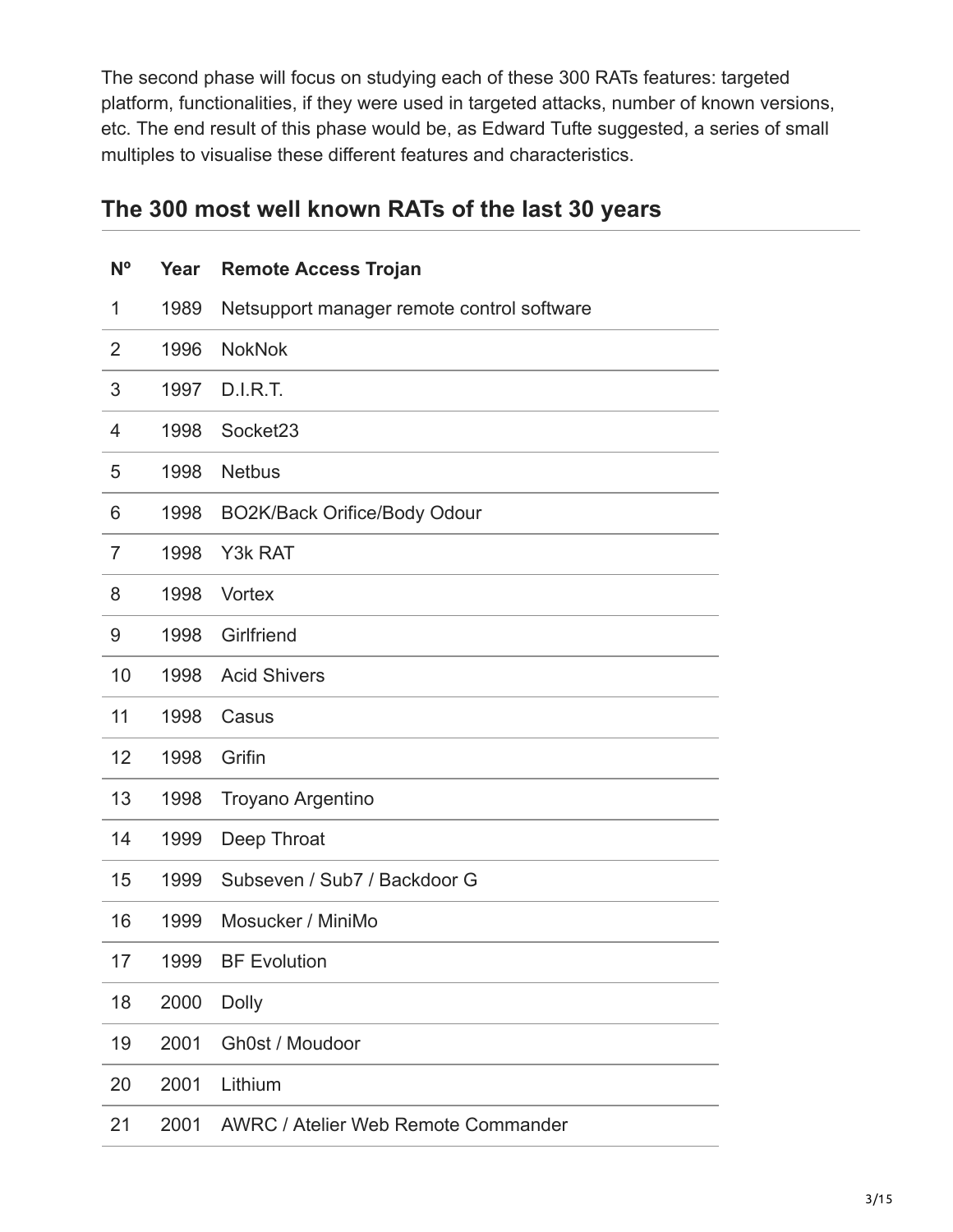The second phase will focus on studying each of these 300 RATs features: targeted platform, functionalities, if they were used in targeted attacks, number of known versions, etc. The end result of this phase would be, as Edward Tufte suggested, a series of small multiples to visualise these different features and characteristics.

## The 300 most well known RATs of the last 30 years

| Nº | Year | Remote Access Trojan |
|---|---|---|
| 1 | 1989 | Netsupport manager remote control software |
| 2 | 1996 | NokNok |
| 3 | 1997 | D.I.R.T. |
| 4 | 1998 | Socket23 |
| 5 | 1998 | Netbus |
| 6 | 1998 | BO2K/Back Orifice/Body Odour |
| 7 | 1998 | Y3k RAT |
| 8 | 1998 | Vortex |
| 9 | 1998 | Girlfriend |
| 10 | 1998 | Acid Shivers |
| 11 | 1998 | Casus |
| 12 | 1998 | Grifin |
| 13 | 1998 | Troyano Argentino |
| 14 | 1999 | Deep Throat |
| 15 | 1999 | Subseven / Sub7 / Backdoor G |
| 16 | 1999 | Mosucker / MiniMo |
| 17 | 1999 | BF Evolution |
| 18 | 2000 | Dolly |
| 19 | 2001 | Gh0st / Moudoor |
| 20 | 2001 | Lithium |
| 21 | 2001 | AWRC / Atelier Web Remote Commander |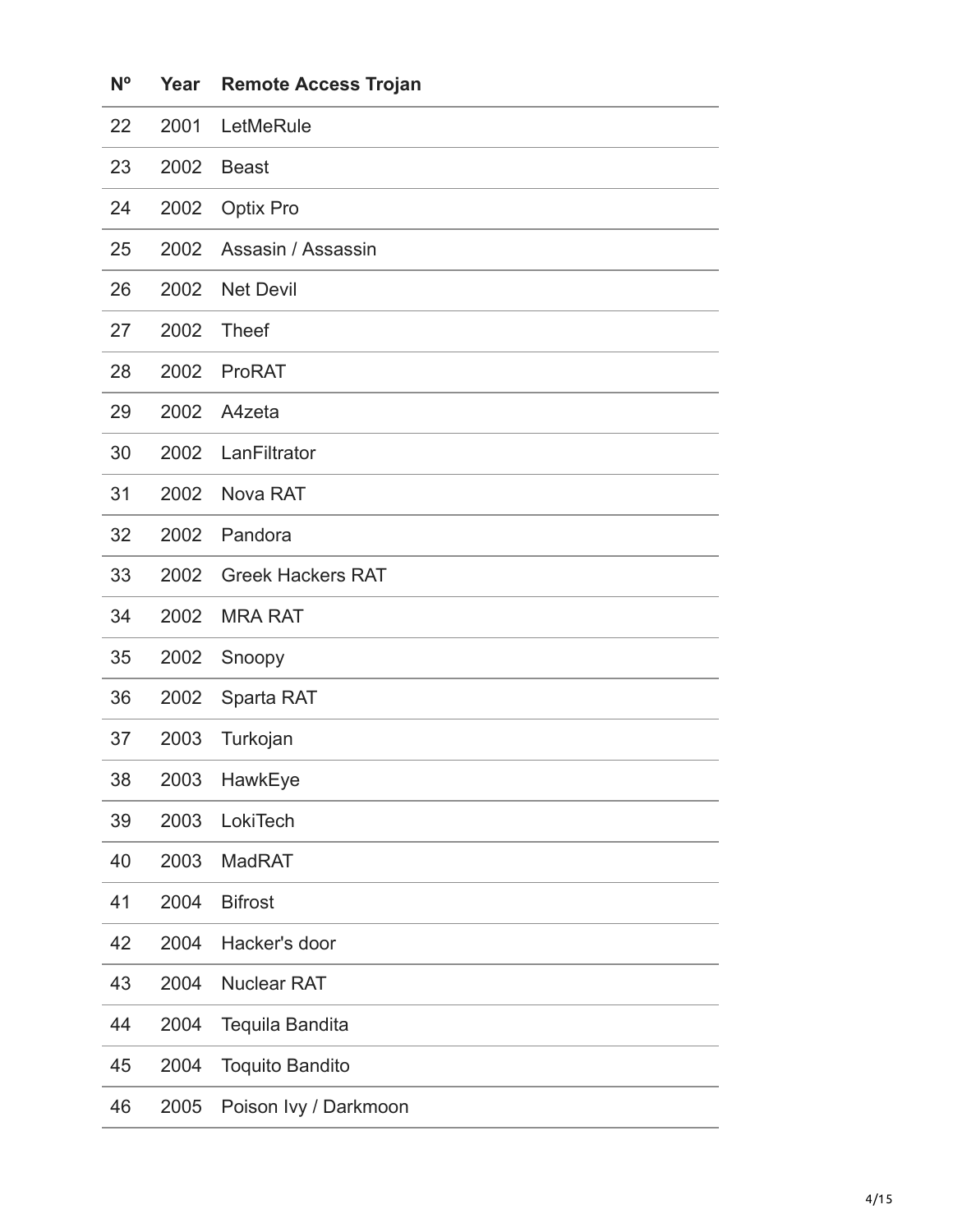| Nº | Year | Remote Access Trojan |
|---|---|---|
| 22 | 2001 | LetMeRule |
| 23 | 2002 | Beast |
| 24 | 2002 | Optix Pro |
| 25 | 2002 | Assasin / Assassin |
| 26 | 2002 | Net Devil |
| 27 | 2002 | Theef |
| 28 | 2002 | ProRAT |
| 29 | 2002 | A4zeta |
| 30 | 2002 | LanFiltrator |
| 31 | 2002 | Nova RAT |
| 32 | 2002 | Pandora |
| 33 | 2002 | Greek Hackers RAT |
| 34 | 2002 | MRA RAT |
| 35 | 2002 | Snoopy |
| 36 | 2002 | Sparta RAT |
| 37 | 2003 | Turkojan |
| 38 | 2003 | HawkEye |
| 39 | 2003 | LokiTech |
| 40 | 2003 | MadRAT |
| 41 | 2004 | Bifrost |
| 42 | 2004 | Hacker's door |
| 43 | 2004 | Nuclear RAT |
| 44 | 2004 | Tequila Bandita |
| 45 | 2004 | Toquito Bandito |
| 46 | 2005 | Poison Ivy / Darkmoon |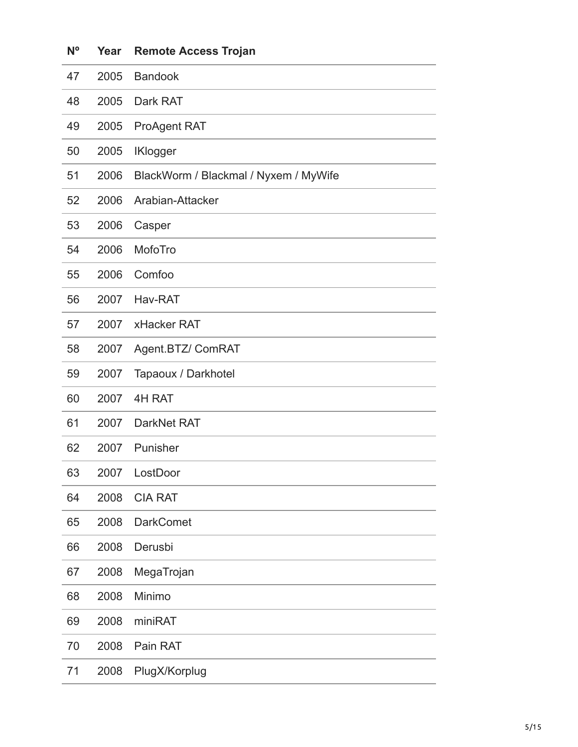| Nº | Year | Remote Access Trojan |
|---|---|---|
| 47 | 2005 | Bandook |
| 48 | 2005 | Dark RAT |
| 49 | 2005 | ProAgent RAT |
| 50 | 2005 | IKlogger |
| 51 | 2006 | BlackWorm / Blackmal / Nyxem / MyWife |
| 52 | 2006 | Arabian-Attacker |
| 53 | 2006 | Casper |
| 54 | 2006 | MofoTro |
| 55 | 2006 | Comfoo |
| 56 | 2007 | Hav-RAT |
| 57 | 2007 | xHacker RAT |
| 58 | 2007 | Agent.BTZ/ ComRAT |
| 59 | 2007 | Tapaoux / Darkhotel |
| 60 | 2007 | 4H RAT |
| 61 | 2007 | DarkNet RAT |
| 62 | 2007 | Punisher |
| 63 | 2007 | LostDoor |
| 64 | 2008 | CIA RAT |
| 65 | 2008 | DarkComet |
| 66 | 2008 | Derusbi |
| 67 | 2008 | MegaTrojan |
| 68 | 2008 | Minimo |
| 69 | 2008 | miniRAT |
| 70 | 2008 | Pain RAT |
| 71 | 2008 | PlugX/Korplug |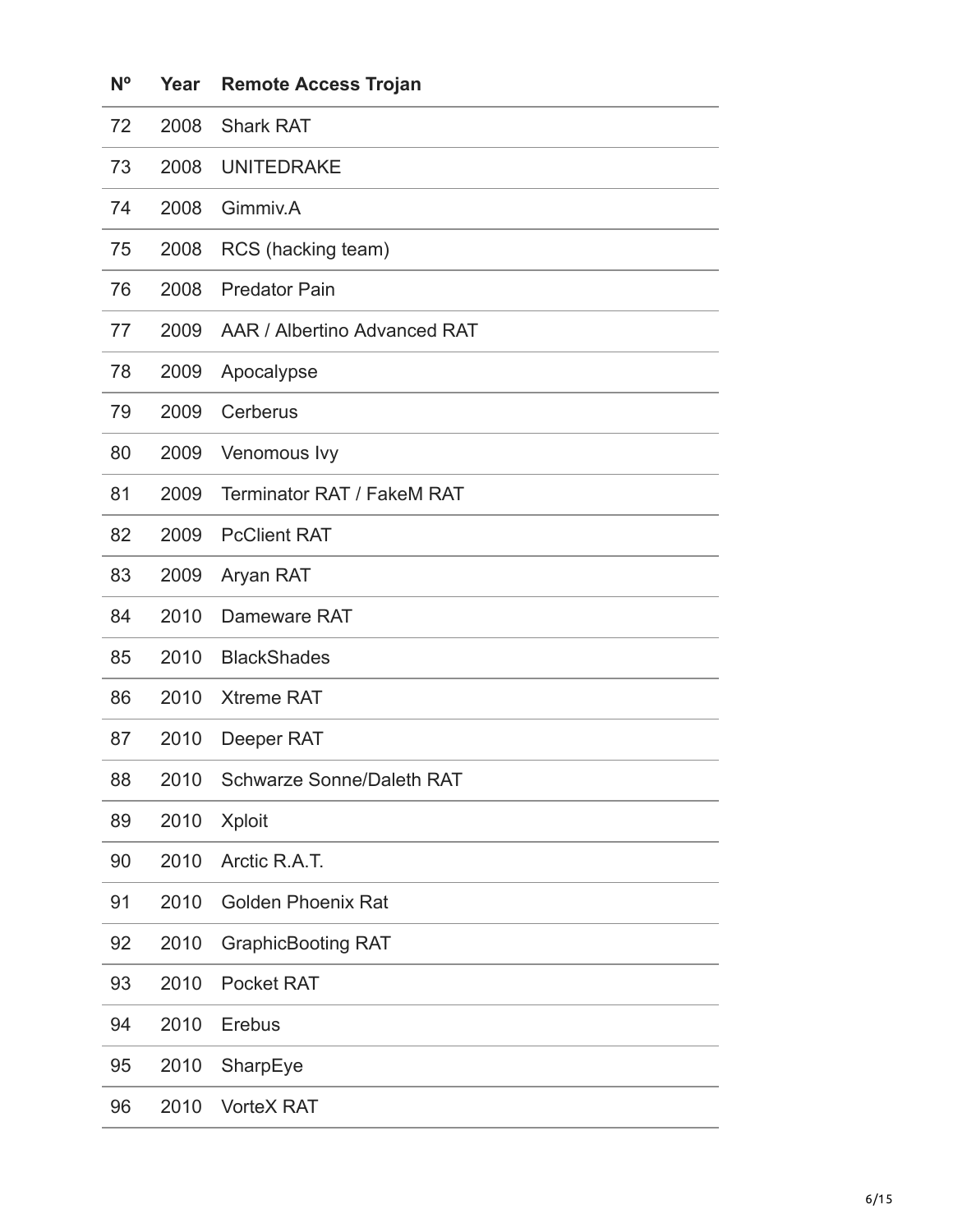| Nº | Year | Remote Access Trojan |
|---|---|---|
| 72 | 2008 | Shark RAT |
| 73 | 2008 | UNITEDRAKE |
| 74 | 2008 | Gimmiv.A |
| 75 | 2008 | RCS (hacking team) |
| 76 | 2008 | Predator Pain |
| 77 | 2009 | AAR / Albertino Advanced RAT |
| 78 | 2009 | Apocalypse |
| 79 | 2009 | Cerberus |
| 80 | 2009 | Venomous Ivy |
| 81 | 2009 | Terminator RAT / FakeM RAT |
| 82 | 2009 | PcClient RAT |
| 83 | 2009 | Aryan RAT |
| 84 | 2010 | Dameware RAT |
| 85 | 2010 | BlackShades |
| 86 | 2010 | Xtreme RAT |
| 87 | 2010 | Deeper RAT |
| 88 | 2010 | Schwarze Sonne/Daleth RAT |
| 89 | 2010 | Xploit |
| 90 | 2010 | Arctic R.A.T. |
| 91 | 2010 | Golden Phoenix Rat |
| 92 | 2010 | GraphicBooting RAT |
| 93 | 2010 | Pocket RAT |
| 94 | 2010 | Erebus |
| 95 | 2010 | SharpEye |
| 96 | 2010 | VorteX RAT |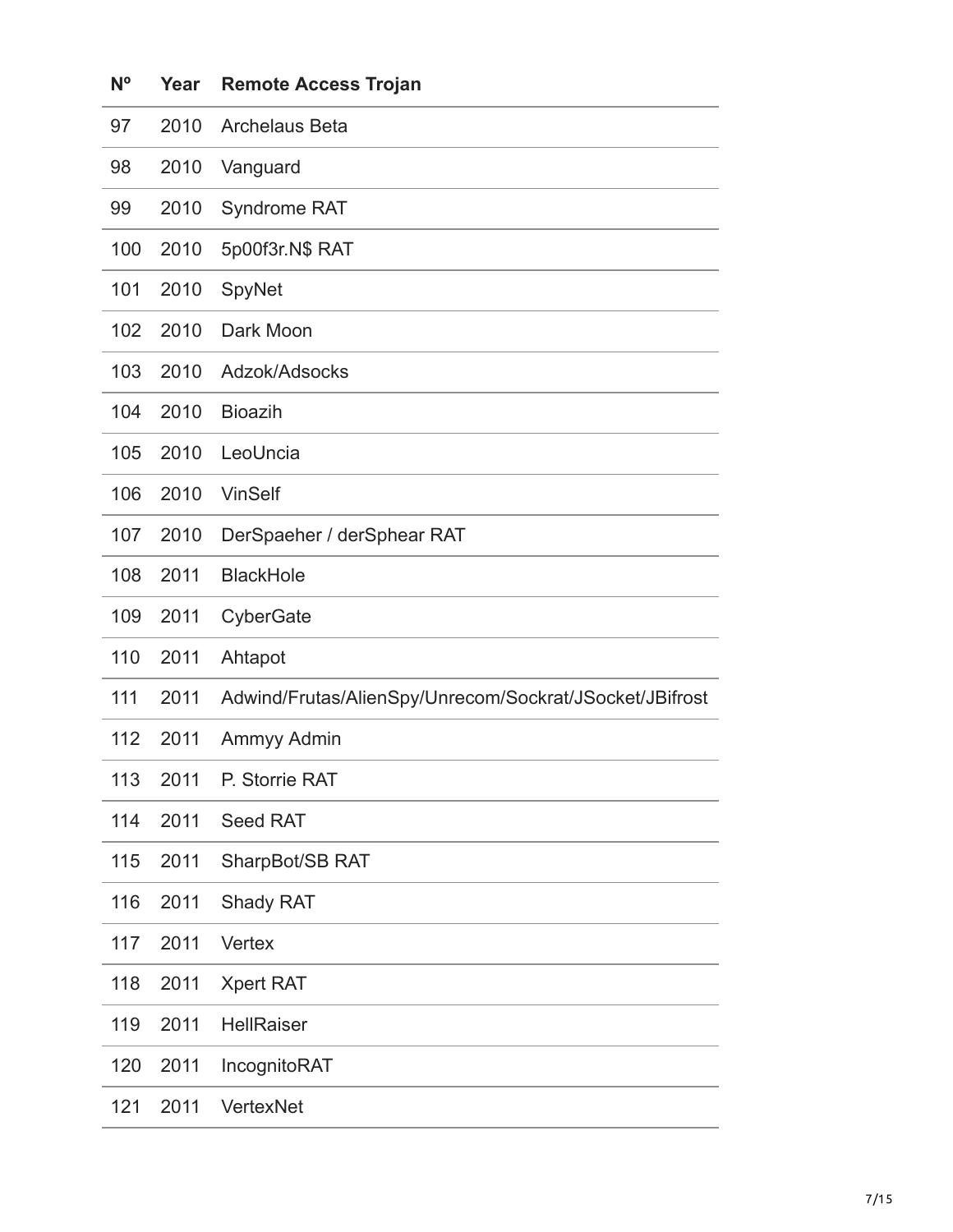| Nº | Year | Remote Access Trojan |
|---|---|---|
| 97 | 2010 | Archelaus Beta |
| 98 | 2010 | Vanguard |
| 99 | 2010 | Syndrome RAT |
| 100 | 2010 | 5p00f3r.N$ RAT |
| 101 | 2010 | SpyNet |
| 102 | 2010 | Dark Moon |
| 103 | 2010 | Adzok/Adsocks |
| 104 | 2010 | Bioazih |
| 105 | 2010 | LeoUncia |
| 106 | 2010 | VinSelf |
| 107 | 2010 | DerSpaeher / derSphear RAT |
| 108 | 2011 | BlackHole |
| 109 | 2011 | CyberGate |
| 110 | 2011 | Ahtapot |
| 111 | 2011 | Adwind/Frutas/AlienSpy/Unrecom/Sockrat/JSocket/JBifrost |
| 112 | 2011 | Ammyy Admin |
| 113 | 2011 | P. Storrie RAT |
| 114 | 2011 | Seed RAT |
| 115 | 2011 | SharpBot/SB RAT |
| 116 | 2011 | Shady RAT |
| 117 | 2011 | Vertex |
| 118 | 2011 | Xpert RAT |
| 119 | 2011 | HellRaiser |
| 120 | 2011 | IncognitoRAT |
| 121 | 2011 | VertexNet |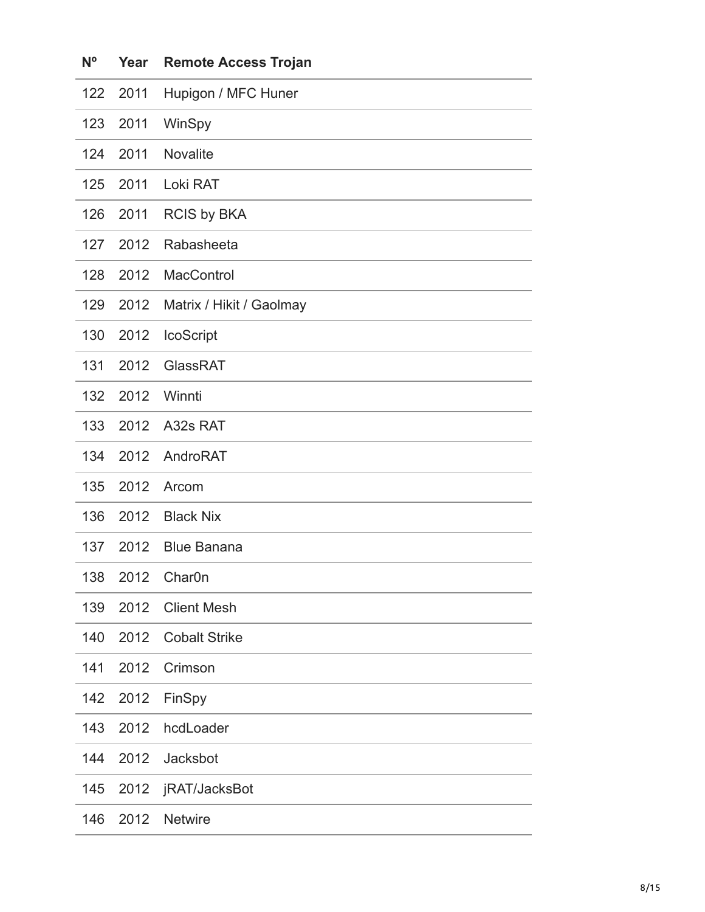| Nº | Year | Remote Access Trojan |
| --- | --- | --- |
| 122 | 2011 | Hupigon / MFC Huner |
| 123 | 2011 | WinSpy |
| 124 | 2011 | Novalite |
| 125 | 2011 | Loki RAT |
| 126 | 2011 | RCIS by BKA |
| 127 | 2012 | Rabasheeta |
| 128 | 2012 | MacControl |
| 129 | 2012 | Matrix / Hikit / Gaolmay |
| 130 | 2012 | IcoScript |
| 131 | 2012 | GlassRAT |
| 132 | 2012 | Winnti |
| 133 | 2012 | A32s RAT |
| 134 | 2012 | AndroRAT |
| 135 | 2012 | Arcom |
| 136 | 2012 | Black Nix |
| 137 | 2012 | Blue Banana |
| 138 | 2012 | Char0n |
| 139 | 2012 | Client Mesh |
| 140 | 2012 | Cobalt Strike |
| 141 | 2012 | Crimson |
| 142 | 2012 | FinSpy |
| 143 | 2012 | hcdLoader |
| 144 | 2012 | Jacksbot |
| 145 | 2012 | jRAT/JacksBot |
| 146 | 2012 | Netwire |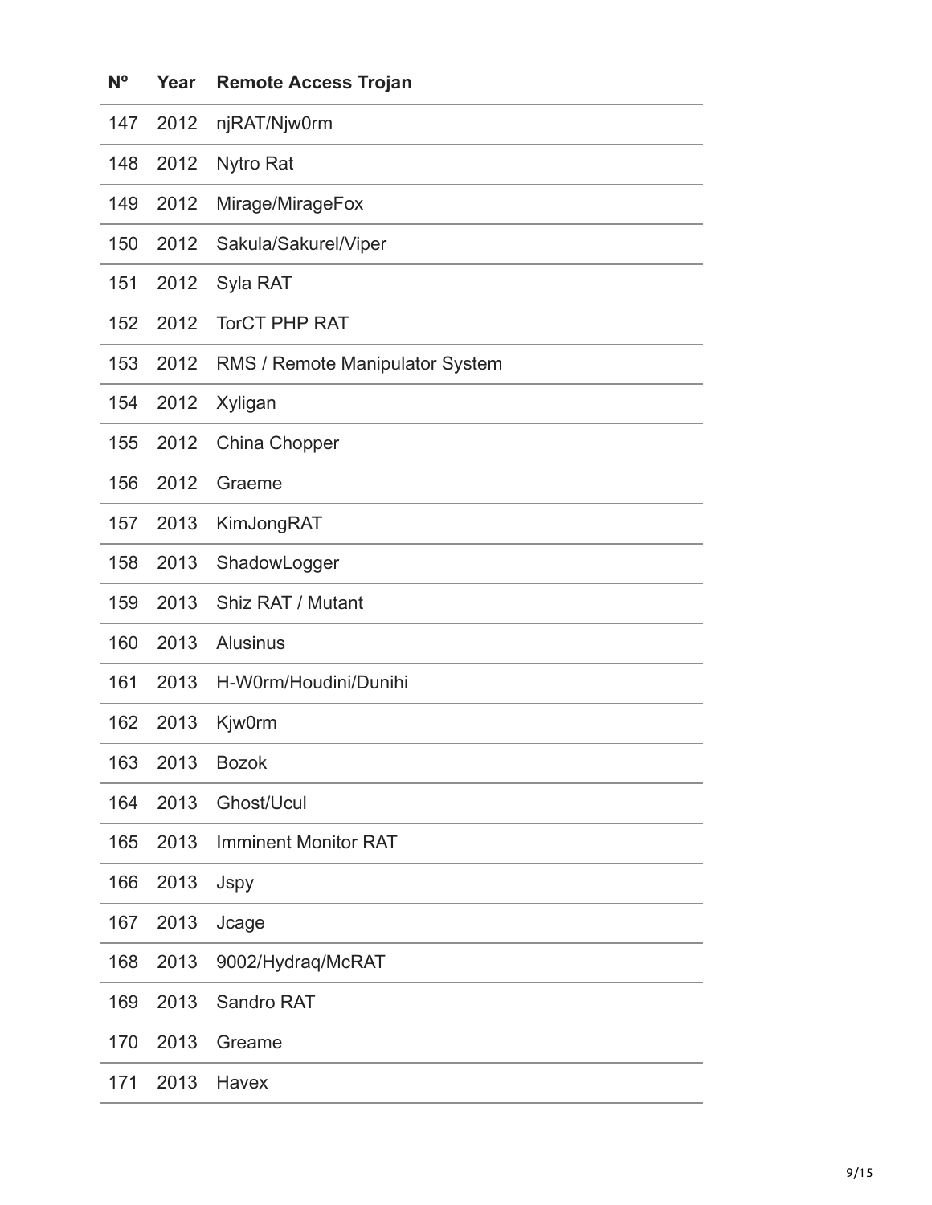| Nº | Year | Remote Access Trojan |
| --- | --- | --- |
| 147 | 2012 | njRAT/Njw0rm |
| 148 | 2012 | Nytro Rat |
| 149 | 2012 | Mirage/MirageFox |
| 150 | 2012 | Sakula/Sakurel/Viper |
| 151 | 2012 | Syla RAT |
| 152 | 2012 | TorCT PHP RAT |
| 153 | 2012 | RMS / Remote Manipulator System |
| 154 | 2012 | Xyligan |
| 155 | 2012 | China Chopper |
| 156 | 2012 | Graeme |
| 157 | 2013 | KimJongRAT |
| 158 | 2013 | ShadowLogger |
| 159 | 2013 | Shiz RAT / Mutant |
| 160 | 2013 | Alusinus |
| 161 | 2013 | H-W0rm/Houdini/Dunihi |
| 162 | 2013 | Kjw0rm |
| 163 | 2013 | Bozok |
| 164 | 2013 | Ghost/Ucul |
| 165 | 2013 | Imminent Monitor RAT |
| 166 | 2013 | Jspy |
| 167 | 2013 | Jcage |
| 168 | 2013 | 9002/Hydraq/McRAT |
| 169 | 2013 | Sandro RAT |
| 170 | 2013 | Greame |
| 171 | 2013 | Havex |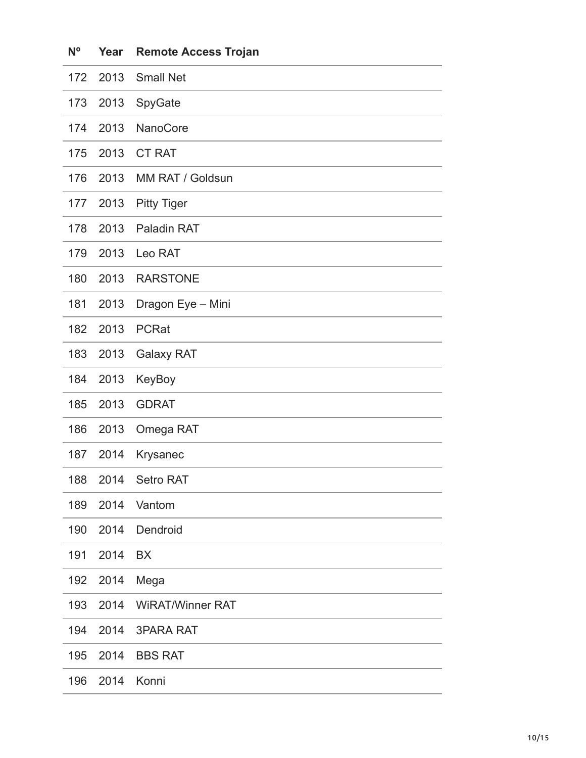| Nº | Year | Remote Access Trojan |
| --- | --- | --- |
| 172 | 2013 | Small Net |
| 173 | 2013 | SpyGate |
| 174 | 2013 | NanoCore |
| 175 | 2013 | CT RAT |
| 176 | 2013 | MM RAT / Goldsun |
| 177 | 2013 | Pitty Tiger |
| 178 | 2013 | Paladin RAT |
| 179 | 2013 | Leo RAT |
| 180 | 2013 | RARSTONE |
| 181 | 2013 | Dragon Eye – Mini |
| 182 | 2013 | PCRat |
| 183 | 2013 | Galaxy RAT |
| 184 | 2013 | KeyBoy |
| 185 | 2013 | GDRAT |
| 186 | 2013 | Omega RAT |
| 187 | 2014 | Krysanec |
| 188 | 2014 | Setro RAT |
| 189 | 2014 | Vantom |
| 190 | 2014 | Dendroid |
| 191 | 2014 | BX |
| 192 | 2014 | Mega |
| 193 | 2014 | WiRAT/Winner RAT |
| 194 | 2014 | 3PARA RAT |
| 195 | 2014 | BBS RAT |
| 196 | 2014 | Konni |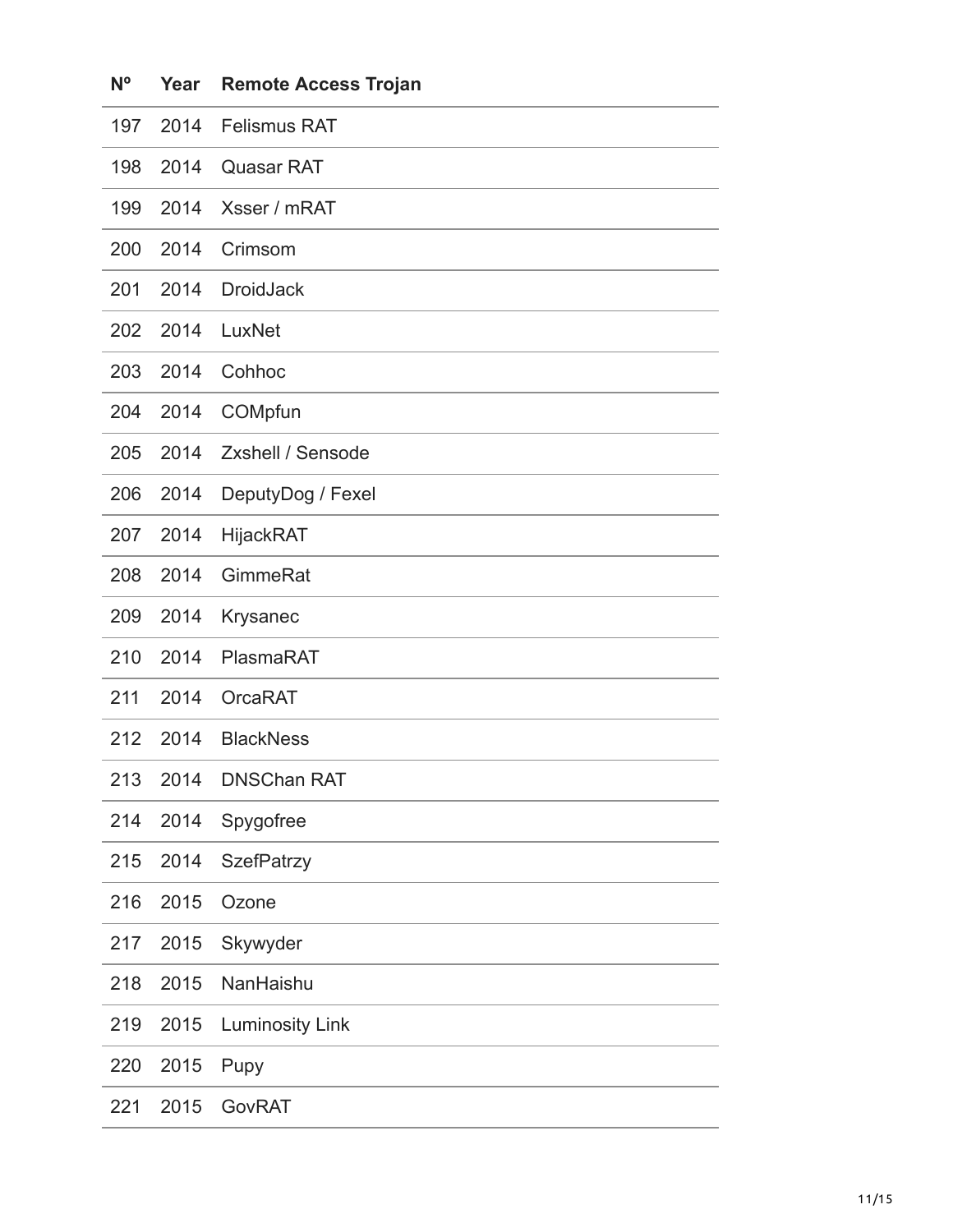| Nº | Year | Remote Access Trojan |
| --- | --- | --- |
| 197 | 2014 | Felismus RAT |
| 198 | 2014 | Quasar RAT |
| 199 | 2014 | Xsser / mRAT |
| 200 | 2014 | Crimsom |
| 201 | 2014 | DroidJack |
| 202 | 2014 | LuxNet |
| 203 | 2014 | Cohhoc |
| 204 | 2014 | COMpfun |
| 205 | 2014 | Zxshell / Sensode |
| 206 | 2014 | DeputyDog / Fexel |
| 207 | 2014 | HijackRAT |
| 208 | 2014 | GimmeRat |
| 209 | 2014 | Krysanec |
| 210 | 2014 | PlasmaRAT |
| 211 | 2014 | OrcaRAT |
| 212 | 2014 | BlackNess |
| 213 | 2014 | DNSChan RAT |
| 214 | 2014 | Spygofree |
| 215 | 2014 | SzefPatrzy |
| 216 | 2015 | Ozone |
| 217 | 2015 | Skywyder |
| 218 | 2015 | NanHaishu |
| 219 | 2015 | Luminosity Link |
| 220 | 2015 | Pupy |
| 221 | 2015 | GovRAT |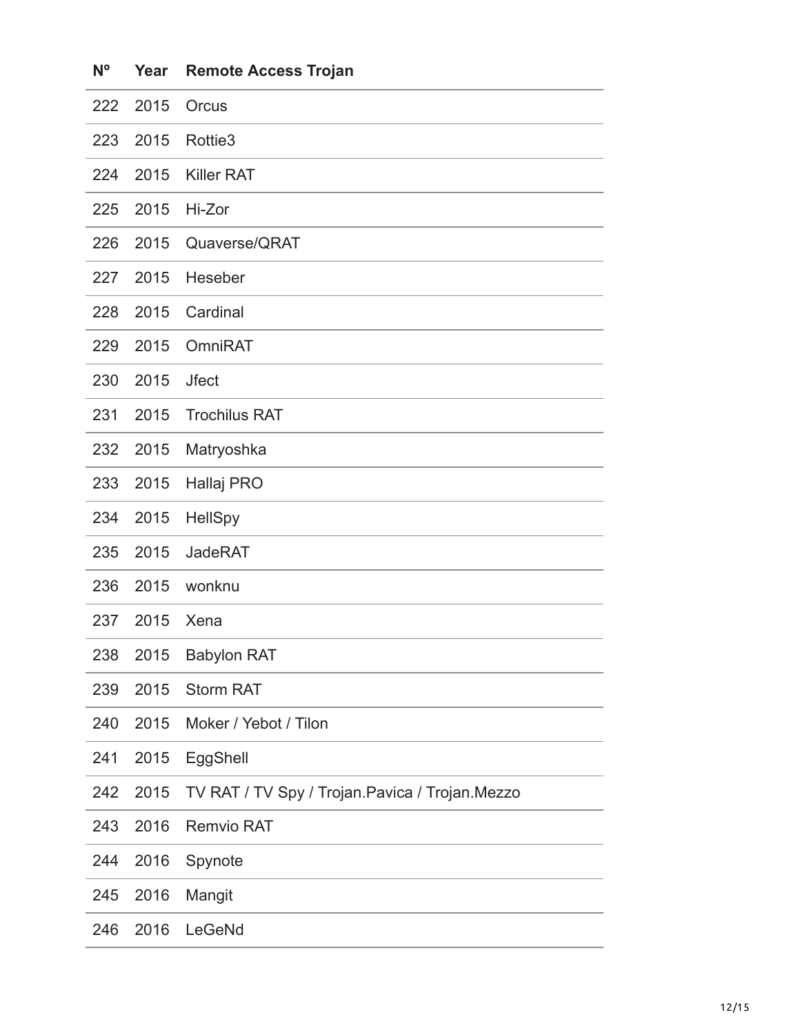| Nº | Year | Remote Access Trojan |
|---|---|---|
| 222 | 2015 | Orcus |
| 223 | 2015 | Rottie3 |
| 224 | 2015 | Killer RAT |
| 225 | 2015 | Hi-Zor |
| 226 | 2015 | Quaverse/QRAT |
| 227 | 2015 | Heseber |
| 228 | 2015 | Cardinal |
| 229 | 2015 | OmniRAT |
| 230 | 2015 | Jfect |
| 231 | 2015 | Trochilus RAT |
| 232 | 2015 | Matryoshka |
| 233 | 2015 | Hallaj PRO |
| 234 | 2015 | HellSpy |
| 235 | 2015 | JadeRAT |
| 236 | 2015 | wonknu |
| 237 | 2015 | Xena |
| 238 | 2015 | Babylon RAT |
| 239 | 2015 | Storm RAT |
| 240 | 2015 | Moker / Yebot / Tilon |
| 241 | 2015 | EggShell |
| 242 | 2015 | TV RAT / TV Spy / Trojan.Pavica / Trojan.Mezzo |
| 243 | 2016 | Remvio RAT |
| 244 | 2016 | Spynote |
| 245 | 2016 | Mangit |
| 246 | 2016 | LeGeNd |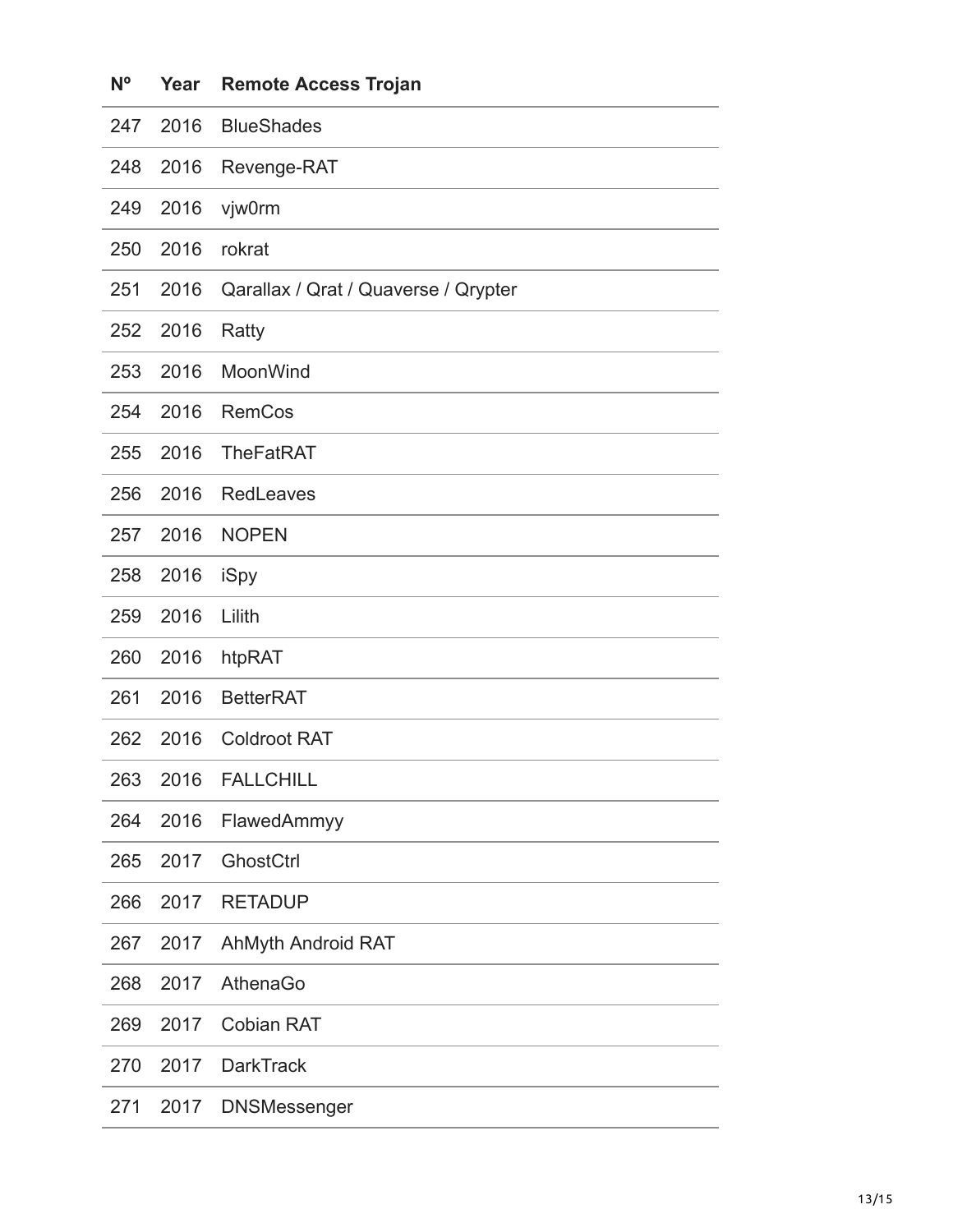| Nº | Year | Remote Access Trojan |
|---|---|---|
| 247 | 2016 | BlueShades |
| 248 | 2016 | Revenge-RAT |
| 249 | 2016 | vjw0rm |
| 250 | 2016 | rokrat |
| 251 | 2016 | Qarallax / Qrat / Quaverse / Qrypter |
| 252 | 2016 | Ratty |
| 253 | 2016 | MoonWind |
| 254 | 2016 | RemCos |
| 255 | 2016 | TheFatRAT |
| 256 | 2016 | RedLeaves |
| 257 | 2016 | NOPEN |
| 258 | 2016 | iSpy |
| 259 | 2016 | Lilith |
| 260 | 2016 | htpRAT |
| 261 | 2016 | BetterRAT |
| 262 | 2016 | Coldroot RAT |
| 263 | 2016 | FALLCHILL |
| 264 | 2016 | FlawedAmmyy |
| 265 | 2017 | GhostCtrl |
| 266 | 2017 | RETADUP |
| 267 | 2017 | AhMyth Android RAT |
| 268 | 2017 | AthenaGo |
| 269 | 2017 | Cobian RAT |
| 270 | 2017 | DarkTrack |
| 271 | 2017 | DNSMessenger |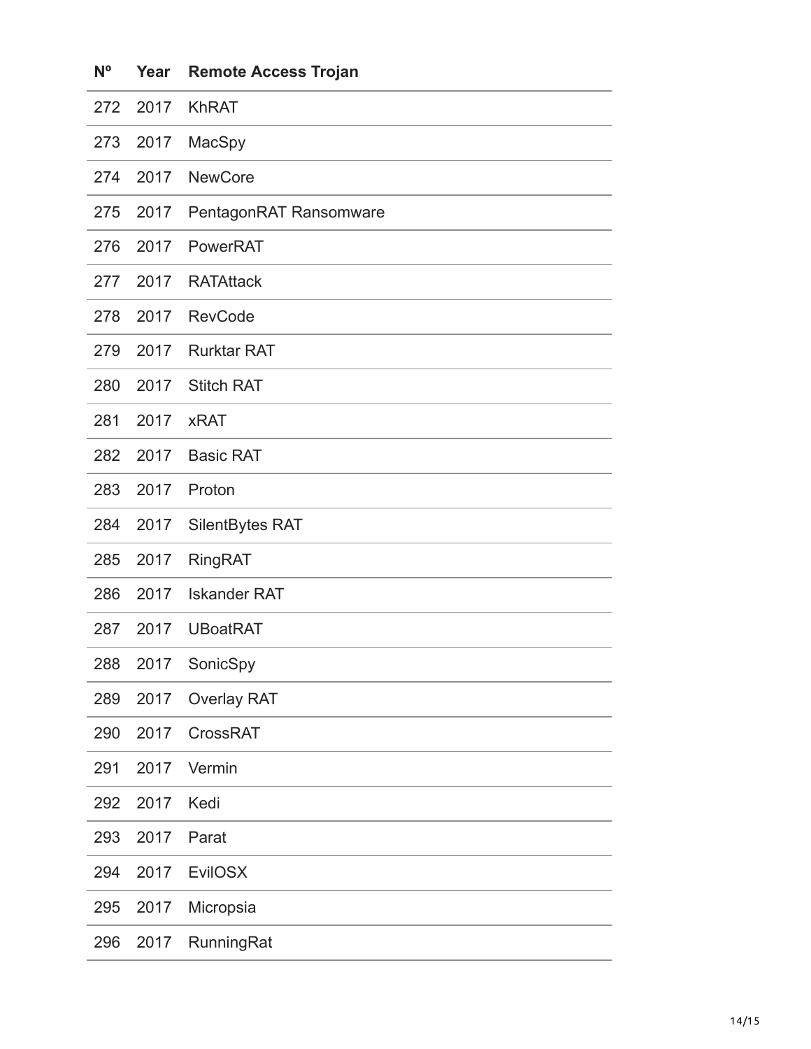| Nº | Year | Remote Access Trojan |
| --- | --- | --- |
| 272 | 2017 | KhRAT |
| 273 | 2017 | MacSpy |
| 274 | 2017 | NewCore |
| 275 | 2017 | PentagonRAT Ransomware |
| 276 | 2017 | PowerRAT |
| 277 | 2017 | RATAttack |
| 278 | 2017 | RevCode |
| 279 | 2017 | Rurktar RAT |
| 280 | 2017 | Stitch RAT |
| 281 | 2017 | xRAT |
| 282 | 2017 | Basic RAT |
| 283 | 2017 | Proton |
| 284 | 2017 | SilentBytes RAT |
| 285 | 2017 | RingRAT |
| 286 | 2017 | Iskander RAT |
| 287 | 2017 | UBoatRAT |
| 288 | 2017 | SonicSpy |
| 289 | 2017 | Overlay RAT |
| 290 | 2017 | CrossRAT |
| 291 | 2017 | Vermin |
| 292 | 2017 | Kedi |
| 293 | 2017 | Parat |
| 294 | 2017 | EvilOSX |
| 295 | 2017 | Micropsia |
| 296 | 2017 | RunningRat |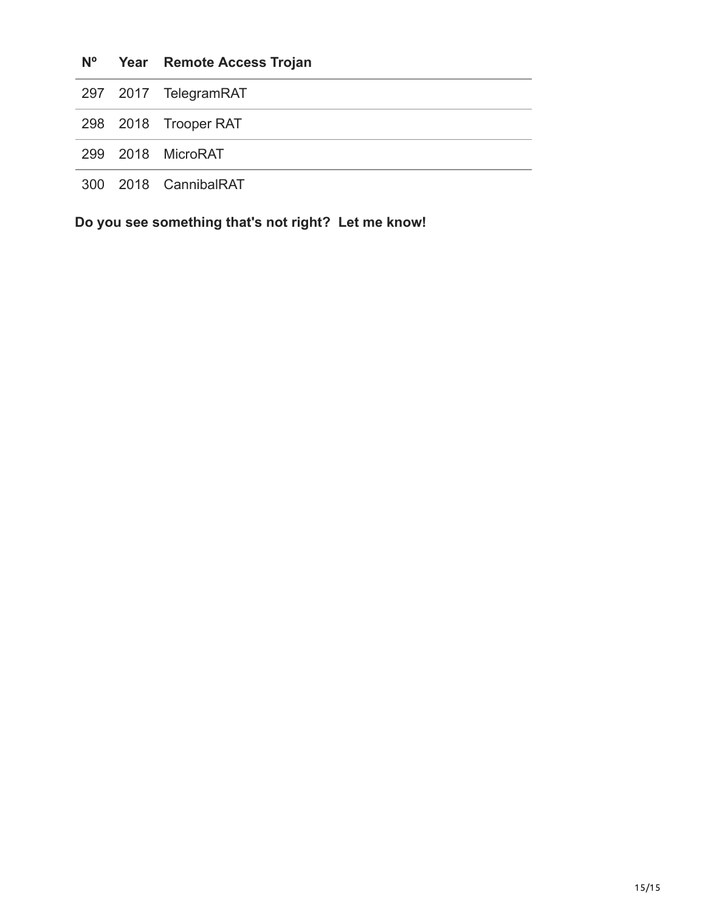| Nº | Year | Remote Access Trojan |
| --- | --- | --- |
| 297 | 2017 | TelegramRAT |
| 298 | 2018 | Trooper RAT |
| 299 | 2018 | MicroRAT |
| 300 | 2018 | CannibalRAT |

**Do you see something that's not right? Let me know!**